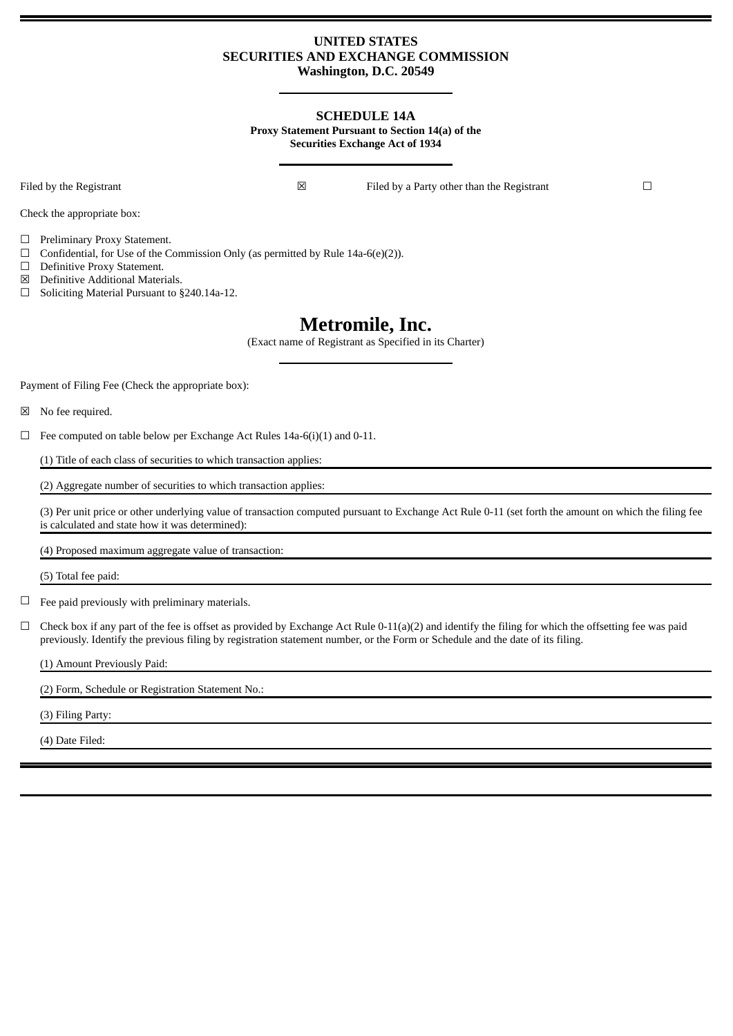**UNITED STATES**
**SECURITIES AND EXCHANGE COMMISSION**
**Washington, D.C. 20549**

---

**SCHEDULE 14A**

**Proxy Statement Pursuant to Section 14(a) of the Securities Exchange Act of 1934**

---

Filed by the Registrant ☒ Filed by a Party other than the Registrant ☐

Check the appropriate box:

☐ Preliminary Proxy Statement.
☐ Confidential, for Use of the Commission Only (as permitted by Rule 14a-6(e)(2)).
☐ Definitive Proxy Statement.
☒ Definitive Additional Materials.
☐ Soliciting Material Pursuant to §240.14a-12.

# Metromile, Inc.

(Exact name of Registrant as Specified in its Charter)

---

Payment of Filing Fee (Check the appropriate box):

☒ No fee required.

☐ Fee computed on table below per Exchange Act Rules 14a-6(i)(1) and 0-11.

(1) Title of each class of securities to which transaction applies:

(2) Aggregate number of securities to which transaction applies:

(3) Per unit price or other underlying value of transaction computed pursuant to Exchange Act Rule 0-11 (set forth the amount on which the filing fee is calculated and state how it was determined):

(4) Proposed maximum aggregate value of transaction:

(5) Total fee paid:

☐ Fee paid previously with preliminary materials.

☐ Check box if any part of the fee is offset as provided by Exchange Act Rule 0-11(a)(2) and identify the filing for which the offsetting fee was paid previously. Identify the previous filing by registration statement number, or the Form or Schedule and the date of its filing.

(1) Amount Previously Paid:

(2) Form, Schedule or Registration Statement No.:

(3) Filing Party:

(4) Date Filed: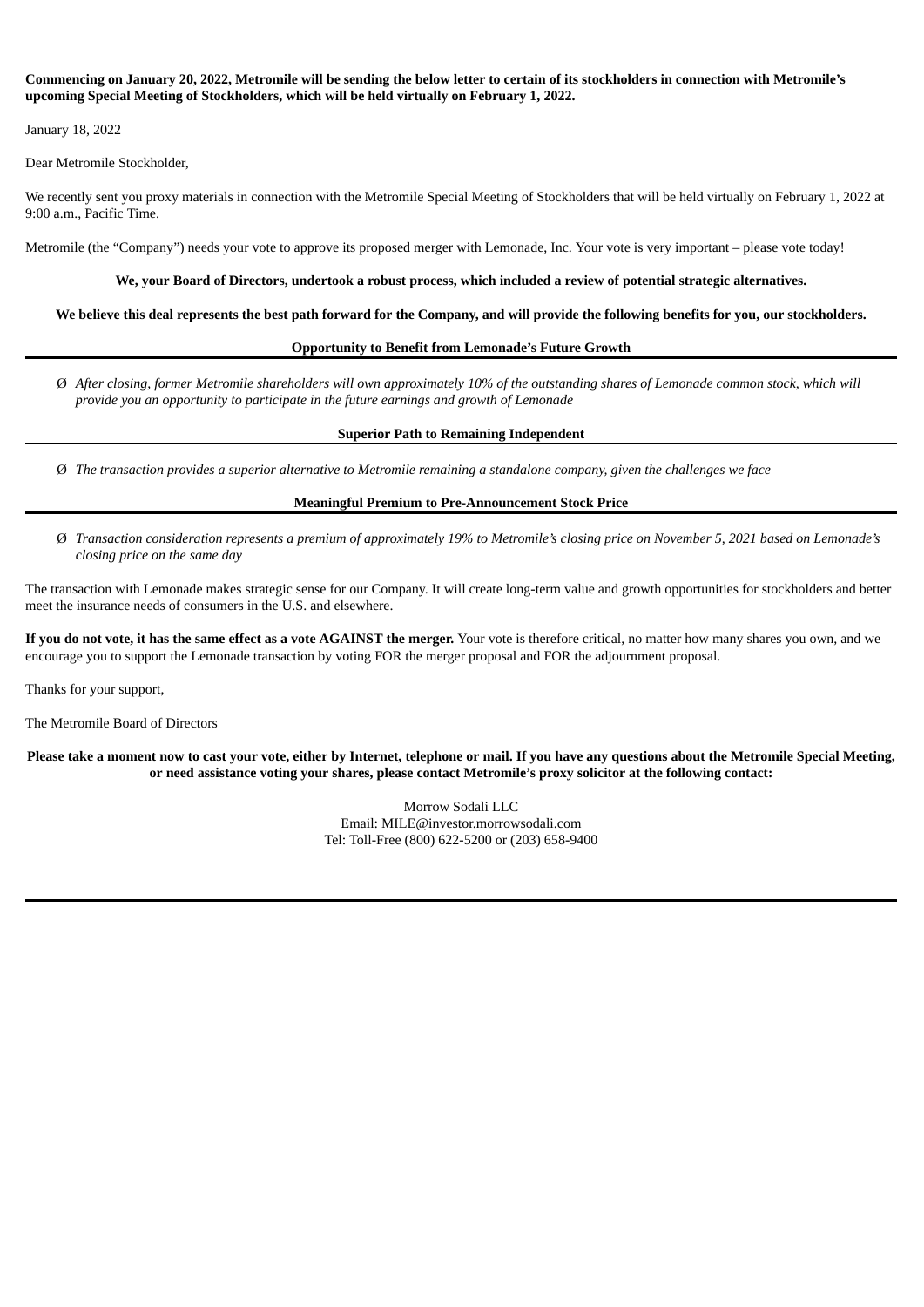**Commencing on January 20, 2022, Metromile will be sending the below letter to certain of its stockholders in connection with Metromile's upcoming Special Meeting of Stockholders, which will be held virtually on February 1, 2022.**

January 18, 2022

Dear Metromile Stockholder,

We recently sent you proxy materials in connection with the Metromile Special Meeting of Stockholders that will be held virtually on February 1, 2022 at 9:00 a.m., Pacific Time.

Metromile (the "Company") needs your vote to approve its proposed merger with Lemonade, Inc. Your vote is very important – please vote today!

**We, your Board of Directors, undertook a robust process, which included a review of potential strategic alternatives.**

**We believe this deal represents the best path forward for the Company, and will provide the following benefits for you, our stockholders.**

**Opportunity to Benefit from Lemonade's Future Growth**

- *After closing, former Metromile shareholders will own approximately 10% of the outstanding shares of Lemonade common stock, which will provide you an opportunity to participate in the future earnings and growth of Lemonade*

**Superior Path to Remaining Independent**

- *The transaction provides a superior alternative to Metromile remaining a standalone company, given the challenges we face*

**Meaningful Premium to Pre-Announcement Stock Price**

- *Transaction consideration represents a premium of approximately 19% to Metromile's closing price on November 5, 2021 based on Lemonade's closing price on the same day*

The transaction with Lemonade makes strategic sense for our Company. It will create long-term value and growth opportunities for stockholders and better meet the insurance needs of consumers in the U.S. and elsewhere.

**If you do not vote, it has the same effect as a vote AGAINST the merger.** Your vote is therefore critical, no matter how many shares you own, and we encourage you to support the Lemonade transaction by voting FOR the merger proposal and FOR the adjournment proposal.

Thanks for your support,

The Metromile Board of Directors

**Please take a moment now to cast your vote, either by Internet, telephone or mail. If you have any questions about the Metromile Special Meeting, or need assistance voting your shares, please contact Metromile's proxy solicitor at the following contact:**

Morrow Sodali LLC
Email: MILE@investor.morrowsodali.com
Tel: Toll-Free (800) 622-5200 or (203) 658-9400